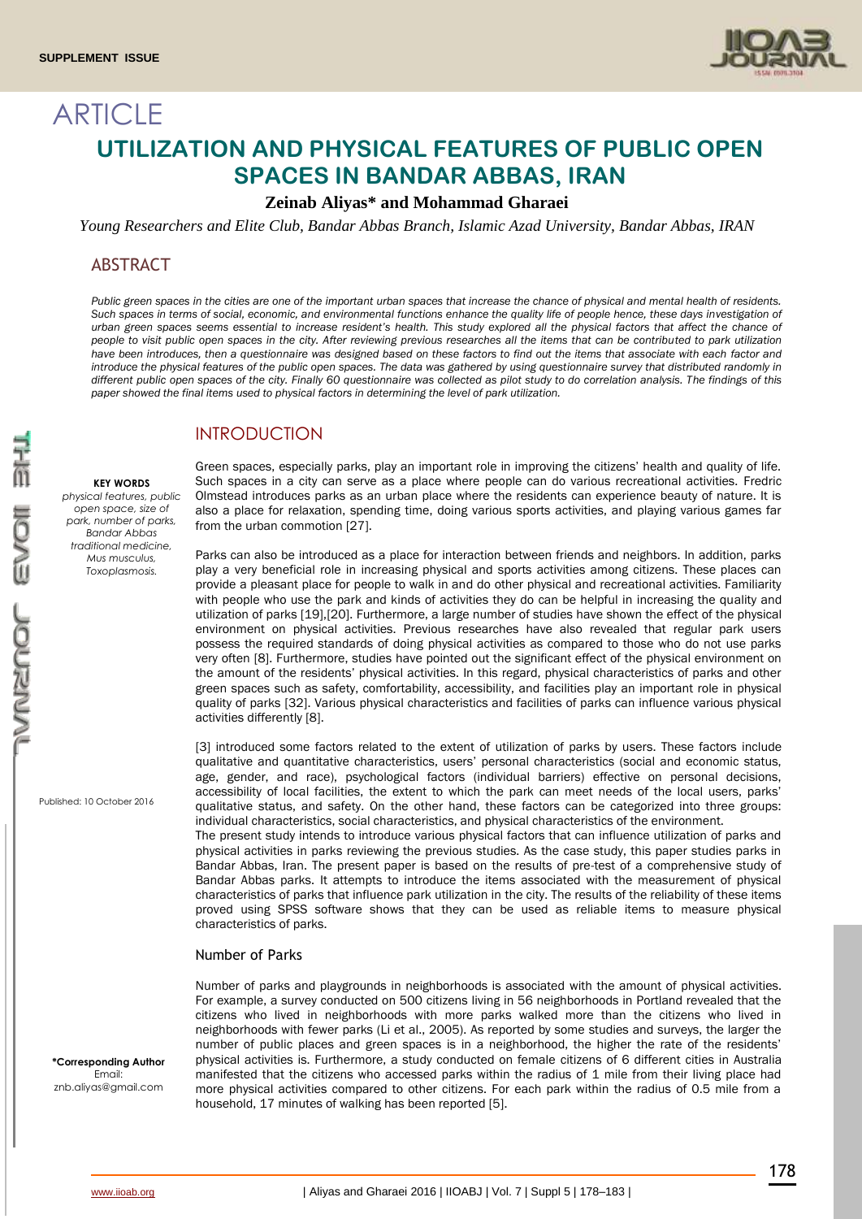ARTICLE

# UTILIZATION AND PHYSICAL FEATURES OF PUBLIC OPEN SPACES IN BANDAR ABBAS, IRAN

**Zeinab Aliyas* and Mohammad Gharaei**

*Young Researchers and Elite Club, Bandar Abbas Branch, Islamic Azad University, Bandar Abbas, IRAN*

## ABSTRACT

*Public green spaces in the cities are one of the important urban spaces that increase the chance of physical and mental health of residents. Such spaces in terms of social, economic, and environmental functions enhance the quality life of people hence, these days investigation of urban green spaces seems essential to increase resident's health. This study explored all the physical factors that affect the chance of people to visit public open spaces in the city. After reviewing previous researches all the items that can be contributed to park utilization have been introduces, then a questionnaire was designed based on these factors to find out the items that associate with each factor and introduce the physical features of the public open spaces. The data was gathered by using questionnaire survey that distributed randomly in different public open spaces of the city. Finally 60 questionnaire was collected as pilot study to do correlation analysis. The findings of this paper showed the final items used to physical factors in determining the level of park utilization.*

**KEY WORDS**
*physical features, public open space, size of park, number of parks, Bandar Abbas traditional medicine, Mus musculus, Toxoplasmosis.*

Published: 10 October 2016

**\*Corresponding Author**
Email: znb.aliyas@gmail.com

## INTRODUCTION

Green spaces, especially parks, play an important role in improving the citizens' health and quality of life. Such spaces in a city can serve as a place where people can do various recreational activities. Fredric Olmstead introduces parks as an urban place where the residents can experience beauty of nature. It is also a place for relaxation, spending time, doing various sports activities, and playing various games far from the urban commotion [27].

Parks can also be introduced as a place for interaction between friends and neighbors. In addition, parks play a very beneficial role in increasing physical and sports activities among citizens. These places can provide a pleasant place for people to walk in and do other physical and recreational activities. Familiarity with people who use the park and kinds of activities they do can be helpful in increasing the quality and utilization of parks [19],[20]. Furthermore, a large number of studies have shown the effect of the physical environment on physical activities. Previous researches have also revealed that regular park users possess the required standards of doing physical activities as compared to those who do not use parks very often [8]. Furthermore, studies have pointed out the significant effect of the physical environment on the amount of the residents' physical activities. In this regard, physical characteristics of parks and other green spaces such as safety, comfortability, accessibility, and facilities play an important role in physical quality of parks [32]. Various physical characteristics and facilities of parks can influence various physical activities differently [8].

[3] introduced some factors related to the extent of utilization of parks by users. These factors include qualitative and quantitative characteristics, users' personal characteristics (social and economic status, age, gender, and race), psychological factors (individual barriers) effective on personal decisions, accessibility of local facilities, the extent to which the park can meet needs of the local users, parks' qualitative status, and safety. On the other hand, these factors can be categorized into three groups: individual characteristics, social characteristics, and physical characteristics of the environment.

The present study intends to introduce various physical factors that can influence utilization of parks and physical activities in parks reviewing the previous studies. As the case study, this paper studies parks in Bandar Abbas, Iran. The present paper is based on the results of pre-test of a comprehensive study of Bandar Abbas parks. It attempts to introduce the items associated with the measurement of physical characteristics of parks that influence park utilization in the city. The results of the reliability of these items proved using SPSS software shows that they can be used as reliable items to measure physical characteristics of parks.

### Number of Parks

Number of parks and playgrounds in neighborhoods is associated with the amount of physical activities. For example, a survey conducted on 500 citizens living in 56 neighborhoods in Portland revealed that the citizens who lived in neighborhoods with more parks walked more than the citizens who lived in neighborhoods with fewer parks (Li et al., 2005). As reported by some studies and surveys, the larger the number of public places and green spaces is in a neighborhood, the higher the rate of the residents' physical activities is. Furthermore, a study conducted on female citizens of 6 different cities in Australia manifested that the citizens who accessed parks within the radius of 1 mile from their living place had more physical activities compared to other citizens. For each park within the radius of 0.5 mile from a household, 17 minutes of walking has been reported [5].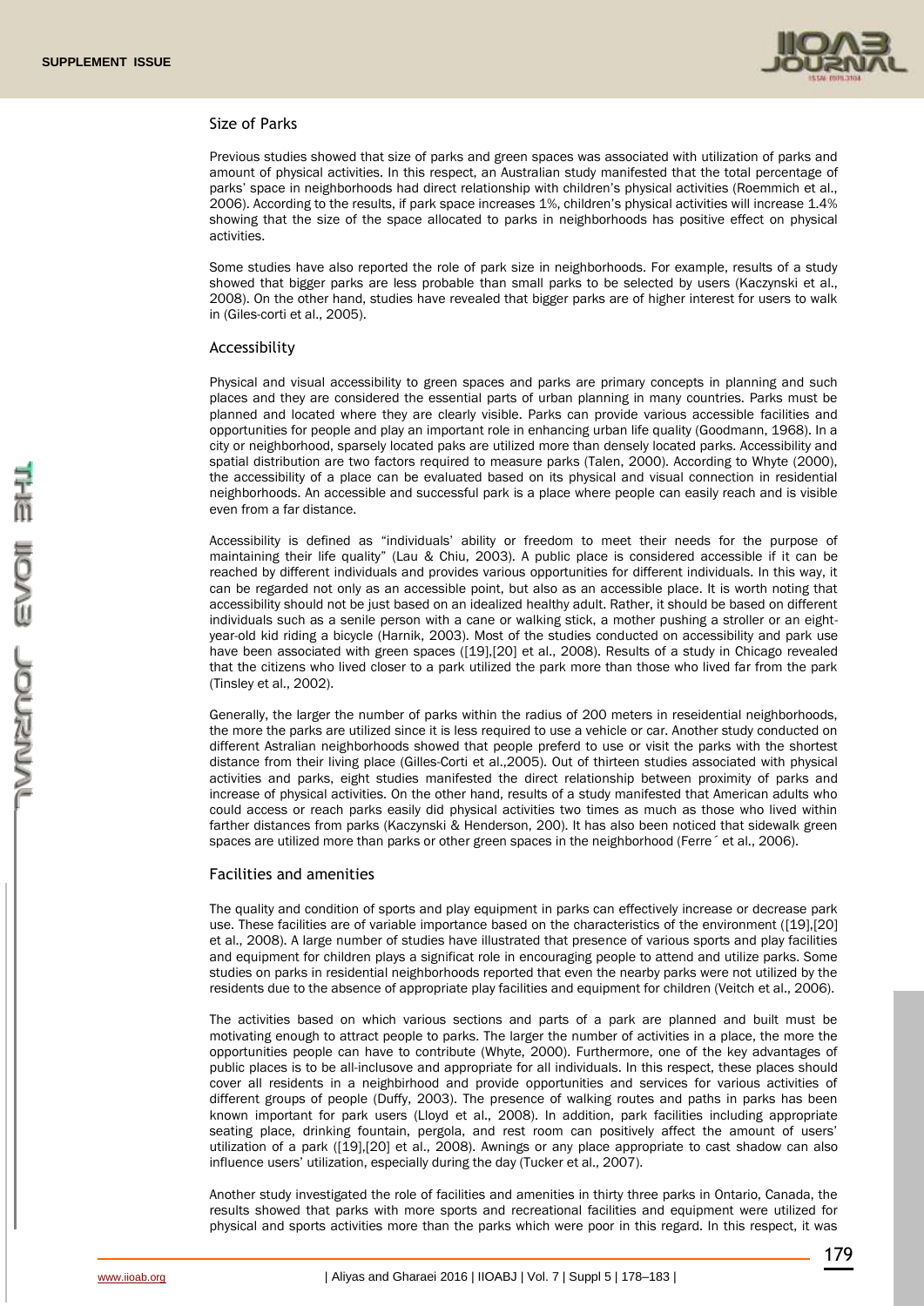### Size of Parks

Previous studies showed that size of parks and green spaces was associated with utilization of parks and amount of physical activities. In this respect, an Australian study manifested that the total percentage of parks' space in neighborhoods had direct relationship with children's physical activities (Roemmich et al., 2006). According to the results, if park space increases 1%, children's physical activities will increase 1.4% showing that the size of the space allocated to parks in neighborhoods has positive effect on physical activities.

Some studies have also reported the role of park size in neighborhoods. For example, results of a study showed that bigger parks are less probable than small parks to be selected by users (Kaczynski et al., 2008). On the other hand, studies have revealed that bigger parks are of higher interest for users to walk in (Giles-corti et al., 2005).

### Accessibility

Physical and visual accessibility to green spaces and parks are primary concepts in planning and such places and they are considered the essential parts of urban planning in many countries. Parks must be planned and located where they are clearly visible. Parks can provide various accessible facilities and opportunities for people and play an important role in enhancing urban life quality (Goodmann, 1968). In a city or neighborhood, sparsely located paks are utilized more than densely located parks. Accessibility and spatial distribution are two factors required to measure parks (Talen, 2000). According to Whyte (2000), the accessibility of a place can be evaluated based on its physical and visual connection in residential neighborhoods. An accessible and successful park is a place where people can easily reach and is visible even from a far distance.

Accessibility is defined as "individuals' ability or freedom to meet their needs for the purpose of maintaining their life quality" (Lau & Chiu, 2003). A public place is considered accessible if it can be reached by different individuals and provides various opportunities for different individuals. In this way, it can be regarded not only as an accessible point, but also as an accessible place. It is worth noting that accessibility should not be just based on an idealized healthy adult. Rather, it should be based on different individuals such as a senile person with a cane or walking stick, a mother pushing a stroller or an eight-year-old kid riding a bicycle (Harnik, 2003). Most of the studies conducted on accessibility and park use have been associated with green spaces ([19],[20] et al., 2008). Results of a study in Chicago revealed that the citizens who lived closer to a park utilized the park more than those who lived far from the park (Tinsley et al., 2002).

Generally, the larger the number of parks within the radius of 200 meters in reseidential neighborhoods, the more the parks are utilized since it is less required to use a vehicle or car. Another study conducted on different Astralian neighborhoods showed that people preferd to use or visit the parks with the shortest distance from their living place (Gilles-Corti et al.,2005). Out of thirteen studies associated with physical activities and parks, eight studies manifested the direct relationship between proximity of parks and increase of physical activities. On the other hand, results of a study manifested that American adults who could access or reach parks easily did physical activities two times as much as those who lived within farther distances from parks (Kaczynski & Henderson, 200). It has also been noticed that sidewalk green spaces are utilized more than parks or other green spaces in the neighborhood (Ferre´ et al., 2006).

### Facilities and amenities

The quality and condition of sports and play equipment in parks can effectively increase or decrease park use. These facilities are of variable importance based on the characteristics of the environment ([19],[20] et al., 2008). A large number of studies have illustrated that presence of various sports and play facilities and equipment for children plays a significat role in encouraging people to attend and utilize parks. Some studies on parks in residential neighborhoods reported that even the nearby parks were not utilized by the residents due to the absence of appropriate play facilities and equipment for children (Veitch et al., 2006).

The activities based on which various sections and parts of a park are planned and built must be motivating enough to attract people to parks. The larger the number of activities in a place, the more the opportunities people can have to contribute (Whyte, 2000). Furthermore, one of the key advantages of public places is to be all-inclusove and appropriate for all individuals. In this respect, these places should cover all residents in a neighborhood and provide opportunities and services for various activities of different groups of people (Duffy, 2003). The presence of walking routes and paths in parks has been known important for park users (Lloyd et al., 2008). In addition, park facilities including appropriate seating place, drinking fountain, pergola, and rest room can positively affect the amount of users' utilization of a park ([19],[20] et al., 2008). Awnings or any place appropriate to cast shadow can also influence users' utilization, especially during the day (Tucker et al., 2007).

Another study investigated the role of facilities and amenities in thirty three parks in Ontario, Canada, the results showed that parks with more sports and recreational facilities and equipment were utilized for physical and sports activities more than the parks which were poor in this regard. In this respect, it was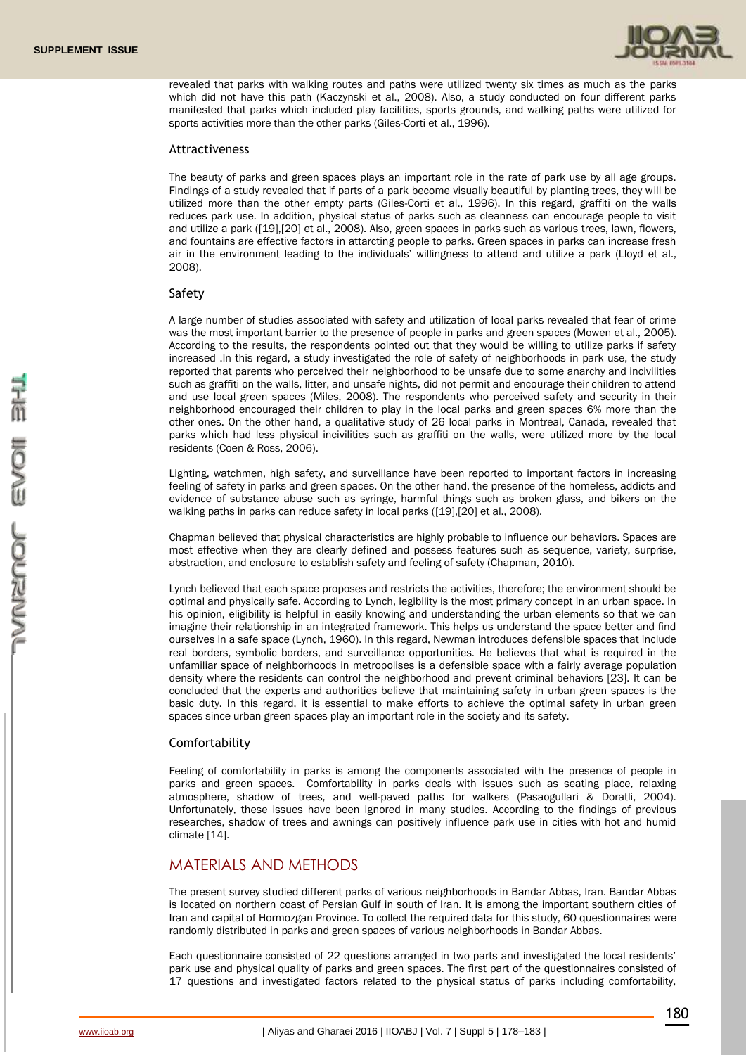revealed that parks with walking routes and paths were utilized twenty six times as much as the parks which did not have this path (Kaczynski et al., 2008). Also, a study conducted on four different parks manifested that parks which included play facilities, sports grounds, and walking paths were utilized for sports activities more than the other parks (Giles-Corti et al., 1996).

### Attractiveness

The beauty of parks and green spaces plays an important role in the rate of park use by all age groups. Findings of a study revealed that if parts of a park become visually beautiful by planting trees, they will be utilized more than the other empty parts (Giles-Corti et al., 1996). In this regard, graffiti on the walls reduces park use. In addition, physical status of parks such as cleanness can encourage people to visit and utilize a park ([19],[20] et al., 2008). Also, green spaces in parks such as various trees, lawn, flowers, and fountains are effective factors in attarcting people to parks. Green spaces in parks can increase fresh air in the environment leading to the individuals' willingness to attend and utilize a park (Lloyd et al., 2008).

### Safety

A large number of studies associated with safety and utilization of local parks revealed that fear of crime was the most important barrier to the presence of people in parks and green spaces (Mowen et al., 2005). According to the results, the respondents pointed out that they would be willing to utilize parks if safety increased .In this regard, a study investigated the role of safety of neighborhoods in park use, the study reported that parents who perceived their neighborhood to be unsafe due to some anarchy and incivilities such as graffiti on the walls, litter, and unsafe nights, did not permit and encourage their children to attend and use local green spaces (Miles, 2008). The respondents who perceived safety and security in their neighborhood encouraged their children to play in the local parks and green spaces 6% more than the other ones. On the other hand, a qualitative study of 26 local parks in Montreal, Canada, revealed that parks which had less physical incivilities such as graffiti on the walls, were utilized more by the local residents (Coen & Ross, 2006).

Lighting, watchmen, high safety, and surveillance have been reported to important factors in increasing feeling of safety in parks and green spaces. On the other hand, the presence of the homeless, addicts and evidence of substance abuse such as syringe, harmful things such as broken glass, and bikers on the walking paths in parks can reduce safety in local parks ([19],[20] et al., 2008).

Chapman believed that physical characteristics are highly probable to influence our behaviors. Spaces are most effective when they are clearly defined and possess features such as sequence, variety, surprise, abstraction, and enclosure to establish safety and feeling of safety (Chapman, 2010).

Lynch believed that each space proposes and restricts the activities, therefore; the environment should be optimal and physically safe. According to Lynch, legibility is the most primary concept in an urban space. In his opinion, eligibility is helpful in easily knowing and understanding the urban elements so that we can imagine their relationship in an integrated framework. This helps us understand the space better and find ourselves in a safe space (Lynch, 1960). In this regard, Newman introduces defensible spaces that include real borders, symbolic borders, and surveillance opportunities. He believes that what is required in the unfamiliar space of neighborhoods in metropolises is a defensible space with a fairly average population density where the residents can control the neighborhood and prevent criminal behaviors [23]. It can be concluded that the experts and authorities believe that maintaining safety in urban green spaces is the basic duty. In this regard, it is essential to make efforts to achieve the optimal safety in urban green spaces since urban green spaces play an important role in the society and its safety.

### Comfortability

Feeling of comfortability in parks is among the components associated with the presence of people in parks and green spaces. Comfortability in parks deals with issues such as seating place, relaxing atmosphere, shadow of trees, and well-paved paths for walkers (Pasaogullari & Doratli, 2004). Unfortunately, these issues have been ignored in many studies. According to the findings of previous researches, shadow of trees and awnings can positively influence park use in cities with hot and humid climate [14].

## MATERIALS AND METHODS

The present survey studied different parks of various neighborhoods in Bandar Abbas, Iran. Bandar Abbas is located on northern coast of Persian Gulf in south of Iran. It is among the important southern cities of Iran and capital of Hormozgan Province. To collect the required data for this study, 60 questionnaires were randomly distributed in parks and green spaces of various neighborhoods in Bandar Abbas.

Each questionnaire consisted of 22 questions arranged in two parts and investigated the local residents' park use and physical quality of parks and green spaces. The first part of the questionnaires consisted of 17 questions and investigated factors related to the physical status of parks including comfortability,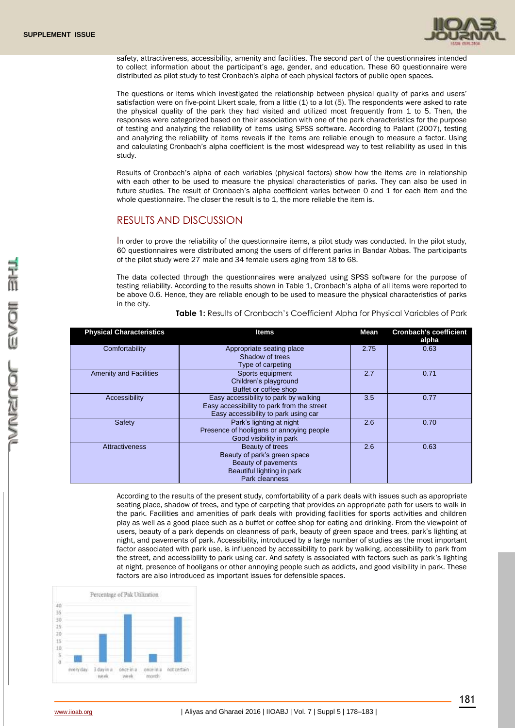safety, attractiveness, accessibility, amenity and facilities. The second part of the questionnaires intended to collect information about the participant's age, gender, and education. These 60 questionnaire were distributed as pilot study to test Cronbach's alpha of each physical factors of public open spaces.

The questions or items which investigated the relationship between physical quality of parks and users' satisfaction were on five-point Likert scale, from a little (1) to a lot (5). The respondents were asked to rate the physical quality of the park they had visited and utilized most frequently from 1 to 5. Then, the responses were categorized based on their association with one of the park characteristics for the purpose of testing and analyzing the reliability of items using SPSS software. According to Palant (2007), testing and analyzing the reliability of items reveals if the items are reliable enough to measure a factor. Using and calculating Cronbach's alpha coefficient is the most widespread way to test reliability as used in this study.

Results of Cronbach's alpha of each variables (physical factors) show how the items are in relationship with each other to be used to measure the physical characteristics of parks. They can also be used in future studies. The result of Cronbach's alpha coefficient varies between 0 and 1 for each item and the whole questionnaire. The closer the result is to 1, the more reliable the item is.

## RESULTS AND DISCUSSION

In order to prove the reliability of the questionnaire items, a pilot study was conducted. In the pilot study, 60 questionnaires were distributed among the users of different parks in Bandar Abbas. The participants of the pilot study were 27 male and 34 female users aging from 18 to 68.

The data collected through the questionnaires were analyzed using SPSS software for the purpose of testing reliability. According to the results shown in Table 1, Cronbach's alpha of all items were reported to be above 0.6. Hence, they are reliable enough to be used to measure the physical characteristics of parks in the city.

**Table 1:** Results of Cronbach's Coefficient Alpha for Physical Variables of Park

| Physical Characteristics | Items | Mean | Cronbach's coefficient alpha |
|---|---|---|---|
| Comfortability | Appropriate seating place<br>Shadow of trees<br>Type of carpeting | 2.75 | 0.63 |
| Amenity and Facilities | Sports equipment<br>Children's playground<br>Buffet or coffee shop | 2.7 | 0.71 |
| Accessibility | Easy accessibility to park by walking<br>Easy accessibility to park from the street<br>Easy accessibility to park using car | 3.5 | 0.77 |
| Safety | Park's lighting at night<br>Presence of hooligans or annoying people<br>Good visibility in park | 2.6 | 0.70 |
| Attractiveness | Beauty of trees<br>Beauty of park's green space<br>Beauty of pavements<br>Beautiful lighting in park<br>Park cleanness | 2.6 | 0.63 |

According to the results of the present study, comfortability of a park deals with issues such as appropriate seating place, shadow of trees, and type of carpeting that provides an appropriate path for users to walk in the park. Facilities and amenities of park deals with providing facilities for sports activities and children play as well as a good place such as a buffet or coffee shop for eating and drinking. From the viewpoint of users, beauty of a park depends on cleanness of park, beauty of green space and trees, park's lighting at night, and pavements of park. Accessibility, introduced by a large number of studies as the most important factor associated with park use, is influenced by accessibility to park by walking, accessibility to park from the street, and accessibility to park using car. And safety is associated with factors such as park's lighting at night, presence of hooligans or other annoying people such as addicts, and good visibility in park. These factors are also introduced as important issues for defensible spaces.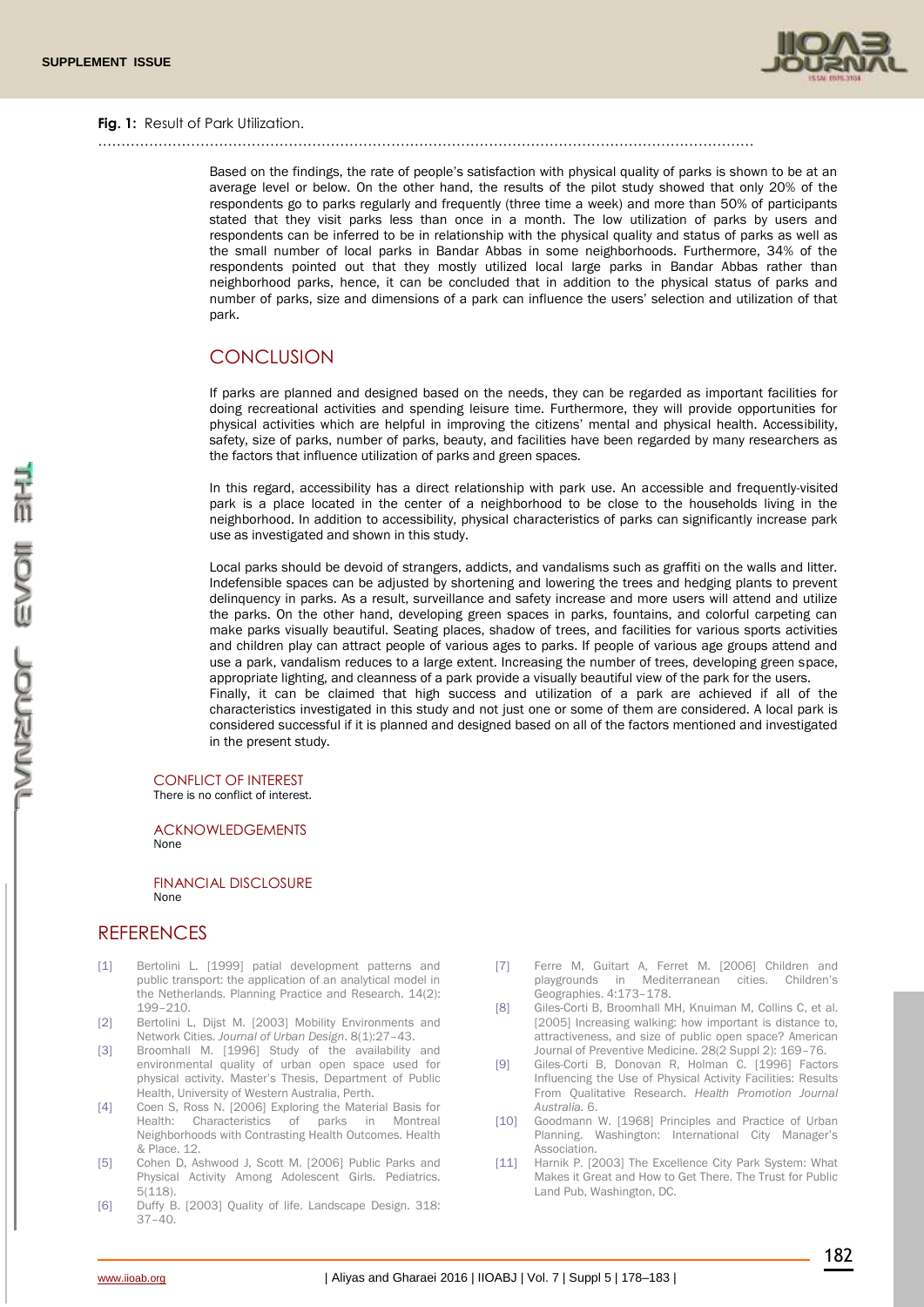**Fig. 1:** Result of Park Utilization.

Based on the findings, the rate of people's satisfaction with physical quality of parks is shown to be at an average level or below. On the other hand, the results of the pilot study showed that only 20% of the respondents go to parks regularly and frequently (three time a week) and more than 50% of participants stated that they visit parks less than once in a month. The low utilization of parks by users and respondents can be inferred to be in relationship with the physical quality and status of parks as well as the small number of local parks in Bandar Abbas in some neighborhoods. Furthermore, 34% of the respondents pointed out that they mostly utilized local large parks in Bandar Abbas rather than neighborhood parks, hence, it can be concluded that in addition to the physical status of parks and number of parks, size and dimensions of a park can influence the users' selection and utilization of that park.

## CONCLUSION

If parks are planned and designed based on the needs, they can be regarded as important facilities for doing recreational activities and spending leisure time. Furthermore, they will provide opportunities for physical activities which are helpful in improving the citizens' mental and physical health. Accessibility, safety, size of parks, number of parks, beauty, and facilities have been regarded by many researchers as the factors that influence utilization of parks and green spaces.

In this regard, accessibility has a direct relationship with park use. An accessible and frequently-visited park is a place located in the center of a neighborhood to be close to the households living in the neighborhood. In addition to accessibility, physical characteristics of parks can significantly increase park use as investigated and shown in this study.

Local parks should be devoid of strangers, addicts, and vandalisms such as graffiti on the walls and litter. Indefensible spaces can be adjusted by shortening and lowering the trees and hedging plants to prevent delinquency in parks. As a result, surveillance and safety increase and more users will attend and utilize the parks. On the other hand, developing green spaces in parks, fountains, and colorful carpeting can make parks visually beautiful. Seating places, shadow of trees, and facilities for various sports activities and children play can attract people of various ages to parks. If people of various age groups attend and use a park, vandalism reduces to a large extent. Increasing the number of trees, developing green space, appropriate lighting, and cleanness of a park provide a visually beautiful view of the park for the users.
Finally, it can be claimed that high success and utilization of a park are achieved if all of the characteristics investigated in this study and not just one or some of them are considered. A local park is considered successful if it is planned and designed based on all of the factors mentioned and investigated in the present study.

### CONFLICT OF INTEREST

There is no conflict of interest.

### ACKNOWLEDGEMENTS

None

### FINANCIAL DISCLOSURE

None

## REFERENCES

[1] Bertolini L. [1999] patial development patterns and public transport: the application of an analytical model in the Netherlands. Planning Practice and Research. 14(2): 199–210.

[2] Bertolini L, Dijst M. [2003] Mobility Environments and Network Cities. *Journal of Urban Design*. 8(1):27–43.

[3] Broomhall M. [1996] Study of the availability and environmental quality of urban open space used for physical activity. Master's Thesis, Department of Public Health, University of Western Australia, Perth.

[4] Coen S, Ross N. [2006] Exploring the Material Basis for Health: Characteristics of parks in Montreal Neighborhoods with Contrasting Health Outcomes. Health & Place. 12.

[5] Cohen D, Ashwood J, Scott M. [2006] Public Parks and Physical Activity Among Adolescent Girls. Pediatrics. 5(118).

[6] Duffy B. [2003] Quality of life. Landscape Design. 318: 37–40.

[7] Ferre M, Guitart A, Ferret M. [2006] Children and playgrounds in Mediterranean cities. Children's Geographies. 4:173–178.

[8] Giles-Corti B, Broomhall MH, Knuiman M, Collins C, et al. [2005] Increasing walking: how important is distance to, attractiveness, and size of public open space? American Journal of Preventive Medicine. 28(2 Suppl 2): 169–76.

[9] Giles-Corti B, Donovan R, Holman C. [1996] Factors Influencing the Use of Physical Activity Facilities: Results From Qualitative Research. *Health Promotion Journal Australia*. 6.

[10] Goodmann W. [1968] Principles and Practice of Urban Planning. Washington: International City Manager's Association.

[11] Harnik P. [2003] The Excellence City Park System: What Makes it Great and How to Get There. The Trust for Public Land Pub, Washington, DC.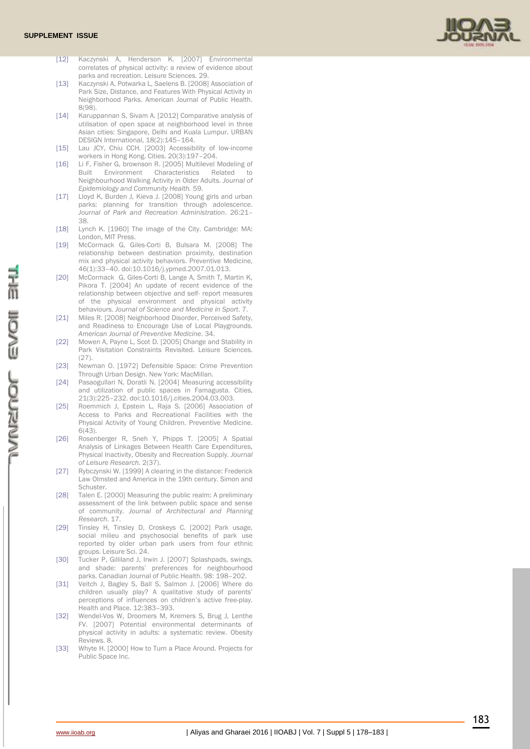[12] Kaczynski A, Henderson K. [2007] Environmental correlates of physical activity: a review of evidence about parks and recreation. Leisure Sciences. 29.

[13] Kaczynski A, Potwarka L, Saelens B. [2008] Association of Park Size, Distance, and Features With Physical Activity in Neighborhood Parks. American Journal of Public Health. 8(98).

[14] Karuppannan S, Sivam A. [2012] Comparative analysis of utilisation of open space at neighborhood level in three Asian cities: Singapore, Delhi and Kuala Lumpur. URBAN DESIGN International, 18(2):145–164.

[15] Lau JCY, Chiu CCH. [2003] Accessibility of low-income workers in Hong Kong. Cities. 20(3):197–204.

[16] Li F, Fisher G, brownson R. [2005] Multilevel Modeling of Built Environment Characteristics Related to Neighbourhood Walking Activity in Older Adults. *Journal of Epidemiology and Community Health.* 59.

[17] Lloyd K, Burden J, Kieva J. [2008] Young girls and urban parks: planning for transition through adolescence. *Journal of Park and Recreation Administration*. 26:21–38.

[18] Lynch K. [1960] The image of the City. Cambridge: MA: London, MIT Press.

[19] McCormack G, Giles-Corti B, Bulsara M. [2008] The relationship between destination proximity, destination mix and physical activity behaviors. Preventive Medicine, 46(1):33–40. doi:10.1016/j.ypmed.2007.01.013.

[20] McCormack G, Giles-Corti B, Lange A, Smith T, Martin K, Pikora T. [2004] An update of recent evidence of the relationship between objective and self- report measures of the physical environment and physical activity behaviours. *Journal of Science and Medicine in Sport*. 7.

[21] Miles R. [2008] Neighborhood Disorder, Perceived Safety, and Readiness to Encourage Use of Local Playgrounds. *American Journal of Preventive Medicine*. 34.

[22] Mowen A, Payne L, Scot D. [2005] Change and Stability in Park Visitation Constraints Revisited. Leisure Sciences. (27).

[23] Newman O. [1972] Defensible Space: Crime Prevention Through Urban Design. New York: MacMillan.

[24] Pasaogullari N, Doratli N. [2004] Measuring accessibility and utilization of public spaces in Famagusta. Cities, 21(3):225–232. doi:10.1016/j.cities.2004.03.003.

[25] Roemmich J, Epstein L, Raja S. [2006] Association of Access to Parks and Recreational Facilities with the Physical Activity of Young Children. Preventive Medicine. 6(43).

[26] Rosenberger R, Sneh Y, Phipps T. [2005] A Spatial Analysis of Linkages Between Health Care Expenditures, Physical Inactivity, Obesity and Recreation Supply. *Journal of Leisure Research.* 2(37).

[27] Rybczynski W. [1999] A clearing in the distance: Frederick Law Olmsted and America in the 19th century. Simon and Schuster.

[28] Talen E. [2000] Measuring the public realm: A preliminary assessment of the link between public space and sense of community. *Journal of Architectural and Planning Research*. 17.

[29] Tinsley H, Tinsley D, Croskeys C. [2002] Park usage, social milieu and psychosocial benefits of park use reported by older urban park users from four ethnic groups. Leisure Sci. 24.

[30] Tucker P, Gilliland J, Irwin J. [2007] Splashpads, swings, and shade: parents' preferences for neighbourhood parks. Canadian Journal of Public Health. 98: 198–202.

[31] Veitch J, Bagley S, Ball S, Salmon J. [2006] Where do children usually play? A qualitative study of parents' perceptions of influences on children's active free-play. Health and Place. 12:383–393.

[32] Wendel-Vos W, Droomers M, Kremers S, Brug J, Lenthe FV. [2007] Potential environmental determinants of physical activity in adults: a systematic review. Obesity Reviews. 8.

[33] Whyte H. [2000] How to Turn a Place Around. Projects for Public Space Inc.